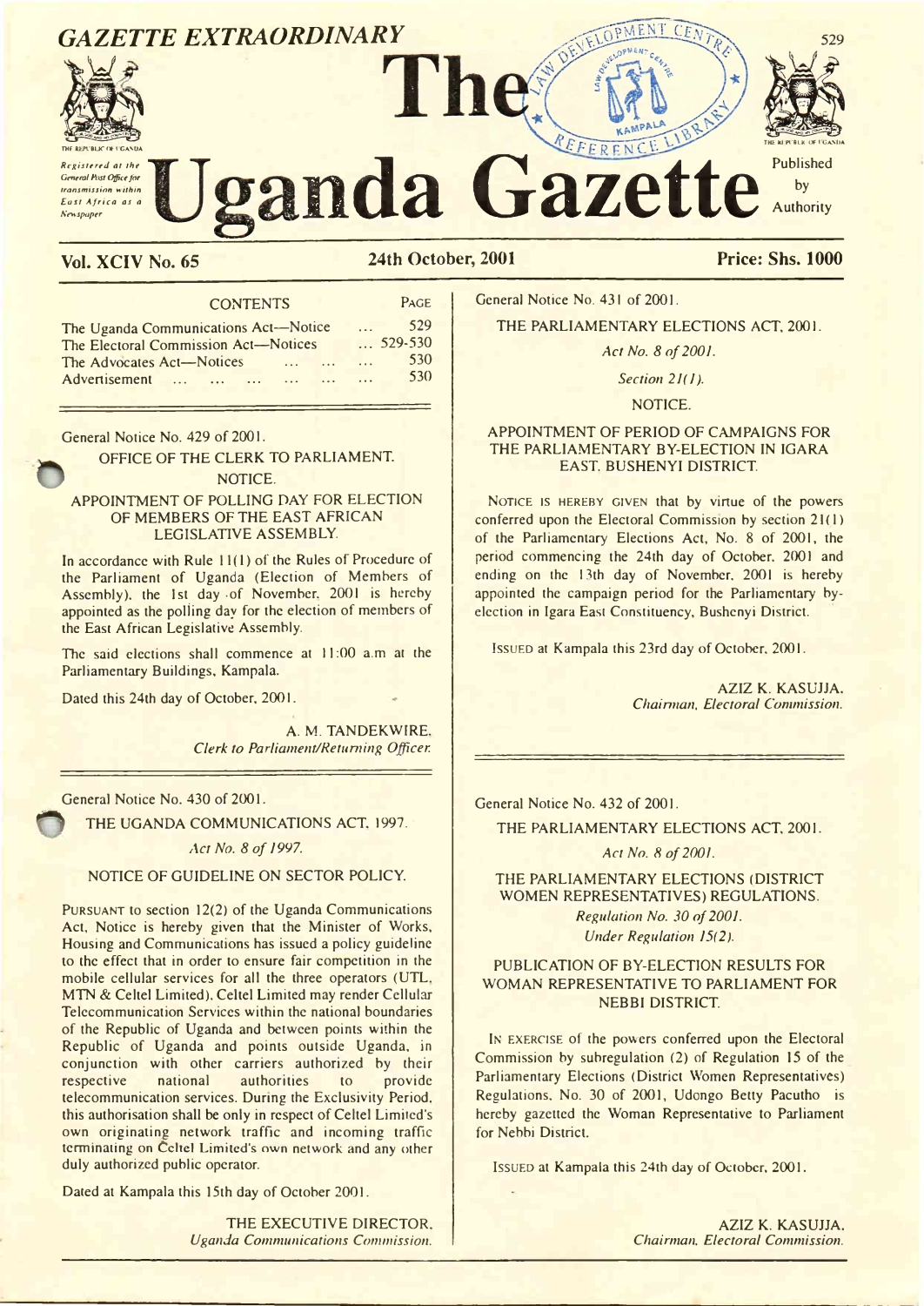*GAZETTE EXTRAORDINARY*

*Registered at the General Post Office for transmission within East Africa as a Newspaper*

# The Uganda Gazette

Published by Authority

**Vol. XCIV No. 65** **24th October, 2001** **Price: Shs. 1000**

| CONTENTS | PAGE |
|---|---|
| The Uganda Communications Act—Notice ... | 529 |
| The Electoral Commission Act—Notices ... | 529-530 |
| The Advocates Act—Notices ... ... ... | 530 |
| Advertisement ... ... ... ... ... ... | 530 |

General Notice No. 429 of 2001.

OFFICE OF THE CLERK TO PARLIAMENT.

NOTICE.

APPOINTMENT OF POLLING DAY FOR ELECTION OF MEMBERS OF THE EAST AFRICAN LEGISLATIVE ASSEMBLY.

In accordance with Rule 11(1) of the Rules of Procedure of the Parliament of Uganda (Election of Members of Assembly), the 1st day of November, 2001 is hereby appointed as the polling day for the election of members of the East African Legislative Assembly.

The said elections shall commence at 11:00 a.m at the Parliamentary Buildings, Kampala.

Dated this 24th day of October, 2001.

A. M. TANDEKWIRE,
*Clerk to Parliament/Returning Officer.*

General Notice No. 430 of 2001.

THE UGANDA COMMUNICATIONS ACT, 1997.

*Act No. 8 of 1997.*

NOTICE OF GUIDELINE ON SECTOR POLICY.

PURSUANT to section 12(2) of the Uganda Communications Act, Notice is hereby given that the Minister of Works, Housing and Communications has issued a policy guideline to the effect that in order to ensure fair competition in the mobile cellular services for all the three operators (UTL, MTN & Celtel Limited), Celtel Limited may render Cellular Telecommunication Services within the national boundaries of the Republic of Uganda and between points within the Republic of Uganda and points outside Uganda, in conjunction with other carriers authorized by their respective national authorities to provide telecommunication services. During the Exclusivity Period, this authorisation shall be only in respect of Celtel Limited's own originating network traffic and incoming traffic terminating on Celtel Limited's own network and any other duly authorized public operator.

Dated at Kampala this 15th day of October 2001.

THE EXECUTIVE DIRECTOR,
*Uganda Communications Commission.*

General Notice No. 431 of 2001.

THE PARLIAMENTARY ELECTIONS ACT, 2001.

*Act No. 8 of 2001.*

*Section 21(1).*

NOTICE.

APPOINTMENT OF PERIOD OF CAMPAIGNS FOR THE PARLIAMENTARY BY-ELECTION IN IGARA EAST, BUSHENYI DISTRICT.

NOTICE IS HEREBY GIVEN that by virtue of the powers conferred upon the Electoral Commission by section 21(1) of the Parliamentary Elections Act, No. 8 of 2001, the period commencing the 24th day of October, 2001 and ending on the 13th day of November, 2001 is hereby appointed the campaign period for the Parliamentary by-election in Igara East Constituency, Bushenyi District.

ISSUED at Kampala this 23rd day of October, 2001.

AZIZ K. KASUJJA,
*Chairman, Electoral Commission.*

General Notice No. 432 of 2001.

THE PARLIAMENTARY ELECTIONS ACT, 2001.

*Act No. 8 of 2001.*

THE PARLIAMENTARY ELECTIONS (DISTRICT WOMEN REPRESENTATIVES) REGULATIONS.

*Regulation No. 30 of 2001.*

*Under Regulation 15(2).*

PUBLICATION OF BY-ELECTION RESULTS FOR WOMAN REPRESENTATIVE TO PARLIAMENT FOR NEBBI DISTRICT.

IN EXERCISE of the powers conferred upon the Electoral Commission by subregulation (2) of Regulation 15 of the Parliamentary Elections (District Women Representatives) Regulations, No. 30 of 2001, Udongo Betty Pacutho is hereby gazetted the Woman Representative to Parliament for Nebbi District.

ISSUED at Kampala this 24th day of October, 2001.

AZIZ K. KASUJJA,
*Chairman, Electoral Commission.*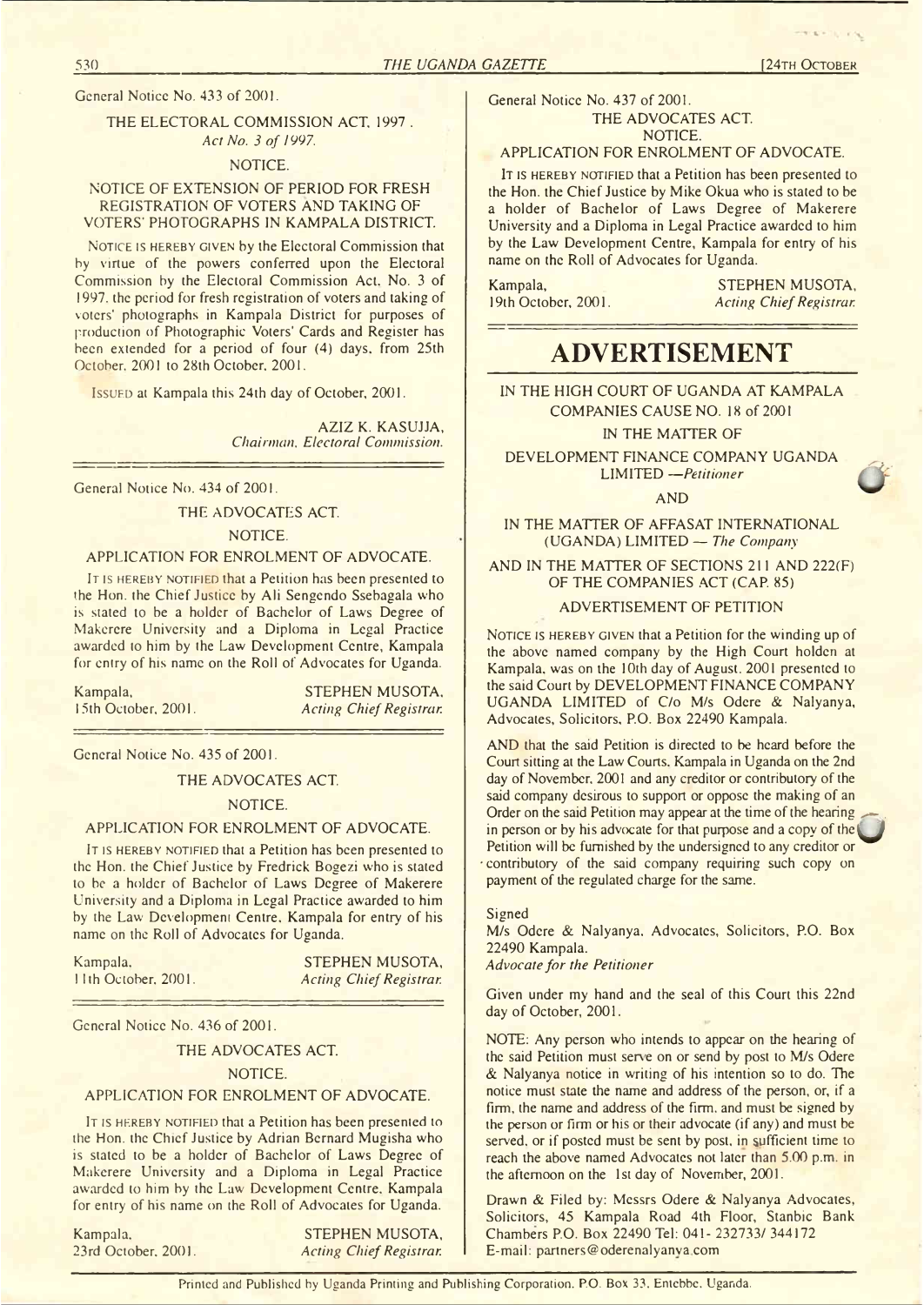General Notice No. 433 of 2001.

THE ELECTORAL COMMISSION ACT, 1997.
*Act No. 3 of 1997.*

NOTICE.

NOTICE OF EXTENSION OF PERIOD FOR FRESH REGISTRATION OF VOTERS AND TAKING OF VOTERS' PHOTOGRAPHS IN KAMPALA DISTRICT.

NOTICE IS HEREBY GIVEN by the Electoral Commission that by virtue of the powers conferred upon the Electoral Commission by the Electoral Commission Act, No. 3 of 1997, the period for fresh registration of voters and taking of voters' photographs in Kampala District for purposes of production of Photographic Voters' Cards and Register has been extended for a period of four (4) days, from 25th October, 2001 to 28th October, 2001.

ISSUED at Kampala this 24th day of October, 2001.

AZIZ K. KASUJJA,
*Chairman, Electoral Commission.*

---

General Notice No. 434 of 2001.

THE ADVOCATES ACT.

NOTICE.

APPLICATION FOR ENROLMENT OF ADVOCATE.

IT IS HEREBY NOTIFIED that a Petition has been presented to the Hon. the Chief Justice by Ali Sengendo Ssebagala who is stated to be a holder of Bachelor of Laws Degree of Makerere University and a Diploma in Legal Practice awarded to him by the Law Development Centre, Kampala for entry of his name on the Roll of Advocates for Uganda.

Kampala,
15th October, 2001.

STEPHEN MUSOTA,
*Acting Chief Registrar.*

---

General Notice No. 435 of 2001.

THE ADVOCATES ACT.

NOTICE.

APPLICATION FOR ENROLMENT OF ADVOCATE.

IT IS HEREBY NOTIFIED that a Petition has been presented to the Hon. the Chief Justice by Fredrick Bogezi who is stated to be a holder of Bachelor of Laws Degree of Makerere University and a Diploma in Legal Practice awarded to him by the Law Development Centre, Kampala for entry of his name on the Roll of Advocates for Uganda.

Kampala,
11th October, 2001.

STEPHEN MUSOTA,
*Acting Chief Registrar.*

---

General Notice No. 436 of 2001.

THE ADVOCATES ACT.

NOTICE.

APPLICATION FOR ENROLMENT OF ADVOCATE.

IT IS HEREBY NOTIFIED that a Petition has been presented to the Hon. the Chief Justice by Adrian Bernard Mugisha who is stated to be a holder of Bachelor of Laws Degree of Makerere University and a Diploma in Legal Practice awarded to him by the Law Development Centre, Kampala for entry of his name on the Roll of Advocates for Uganda.

Kampala,
23rd October, 2001.

STEPHEN MUSOTA,
*Acting Chief Registrar.*

---

General Notice No. 437 of 2001.

THE ADVOCATES ACT.

NOTICE.

APPLICATION FOR ENROLMENT OF ADVOCATE.

IT IS HEREBY NOTIFIED that a Petition has been presented to the Hon. the Chief Justice by Mike Okua who is stated to be a holder of Bachelor of Laws Degree of Makerere University and a Diploma in Legal Practice awarded to him by the Law Development Centre, Kampala for entry of his name on the Roll of Advocates for Uganda.

Kampala,
19th October, 2001.

STEPHEN MUSOTA,
*Acting Chief Registrar.*

---

# ADVERTISEMENT

IN THE HIGH COURT OF UGANDA AT KAMPALA
COMPANIES CAUSE NO. 18 of 2001

IN THE MATTER OF

DEVELOPMENT FINANCE COMPANY UGANDA LIMITED —*Petitioner*

AND

IN THE MATTER OF AFFASAT INTERNATIONAL (UGANDA) LIMITED — *The Company*

AND IN THE MATTER OF SECTIONS 211 AND 222(F) OF THE COMPANIES ACT (CAP. 85)

ADVERTISEMENT OF PETITION

NOTICE IS HEREBY GIVEN that a Petition for the winding up of the above named company by the High Court holden at Kampala, was on the 10th day of August, 2001 presented to the said Court by DEVELOPMENT FINANCE COMPANY UGANDA LIMITED of C/o M/s Odere & Nalyanya, Advocates, Solicitors, P.O. Box 22490 Kampala.

AND that the said Petition is directed to be heard before the Court sitting at the Law Courts, Kampala in Uganda on the 2nd day of November, 2001 and any creditor or contributory of the said company desirous to support or oppose the making of an Order on the said Petition may appear at the time of the hearing in person or by his advocate for that purpose and a copy of the Petition will be furnished by the undersigned to any creditor or contributory of the said company requiring such copy on payment of the regulated charge for the same.

Signed
M/s Odere & Nalyanya, Advocates, Solicitors, P.O. Box 22490 Kampala.
*Advocate for the Petitioner*

Given under my hand and the seal of this Court this 22nd day of October, 2001.

NOTE: Any person who intends to appear on the hearing of the said Petition must serve on or send by post to M/s Odere & Nalyanya notice in writing of his intention so to do. The notice must state the name and address of the person, or, if a firm, the name and address of the firm, and must be signed by the person or firm or his or their advocate (if any) and must be served, or if posted must be sent by post, in sufficient time to reach the above named Advocates not later than 5.00 p.m. in the afternoon on the 1st day of November, 2001.

Drawn & Filed by: Messrs Odere & Nalyanya Advocates, Solicitors, 45 Kampala Road 4th Floor, Stanbic Bank Chambers P.O. Box 22490 Tel: 041- 232733/ 344172
E-mail: partners@oderenalyanya.com